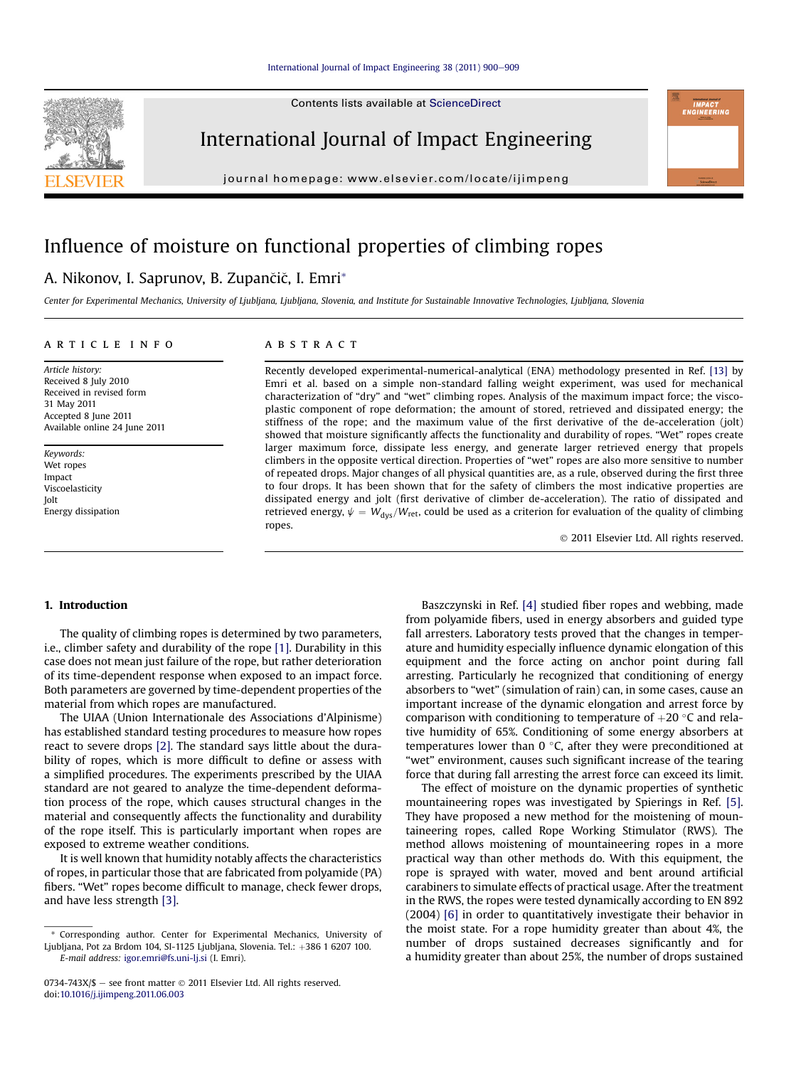# Influence of moisture on functional properties of climbing ropes

A. Nikonov, I. Saprunov, B. Zupančič, I. Emri*

*Center for Experimental Mechanics, University of Ljubljana, Ljubljana, Slovenia, and Institute for Sustainable Innovative Technologies, Ljubljana, Slovenia*

## ARTICLE INFO

*Article history:*
Received 8 July 2010
Received in revised form
31 May 2011
Accepted 8 June 2011
Available online 24 June 2011

*Keywords:*
Wet ropes
Impact
Viscoelasticity
Jolt
Energy dissipation

## ABSTRACT

Recently developed experimental-numerical-analytical (ENA) methodology presented in Ref. [13] by Emri et al. based on a simple non-standard falling weight experiment, was used for mechanical characterization of "dry" and "wet" climbing ropes. Analysis of the maximum impact force; the visco-plastic component of rope deformation; the amount of stored, retrieved and dissipated energy; the stiffness of the rope; and the maximum value of the first derivative of the de-acceleration (jolt) showed that moisture significantly affects the functionality and durability of ropes. "Wet" ropes create larger maximum force, dissipate less energy, and generate larger retrieved energy that propels climbers in the opposite vertical direction. Properties of "wet" ropes are also more sensitive to number of repeated drops. Major changes of all physical quantities are, as a rule, observed during the first three to four drops. It has been shown that for the safety of climbers the most indicative properties are dissipated energy and jolt (first derivative of climber de-acceleration). The ratio of dissipated and retrieved energy, $\psi = W_{dys}/W_{ret}$, could be used as a criterion for evaluation of the quality of climbing ropes.

© 2011 Elsevier Ltd. All rights reserved.

## 1. Introduction

The quality of climbing ropes is determined by two parameters, i.e., climber safety and durability of the rope [1]. Durability in this case does not mean just failure of the rope, but rather deterioration of its time-dependent response when exposed to an impact force. Both parameters are governed by time-dependent properties of the material from which ropes are manufactured.

The UIAA (Union Internationale des Associations d'Alpinisme) has established standard testing procedures to measure how ropes react to severe drops [2]. The standard says little about the durability of ropes, which is more difficult to define or assess with a simplified procedures. The experiments prescribed by the UIAA standard are not geared to analyze the time-dependent deformation process of the rope, which causes structural changes in the material and consequently affects the functionality and durability of the rope itself. This is particularly important when ropes are exposed to extreme weather conditions.

It is well known that humidity notably affects the characteristics of ropes, in particular those that are fabricated from polyamide (PA) fibers. "Wet" ropes become difficult to manage, check fewer drops, and have less strength [3].

Baszczynski in Ref. [4] studied fiber ropes and webbing, made from polyamide fibers, used in energy absorbers and guided type fall arresters. Laboratory tests proved that the changes in temperature and humidity especially influence dynamic elongation of this equipment and the force acting on anchor point during fall arresting. Particularly he recognized that conditioning of energy absorbers to "wet" (simulation of rain) can, in some cases, cause an important increase of the dynamic elongation and arrest force by comparison with conditioning to temperature of +20 °C and relative humidity of 65%. Conditioning of some energy absorbers at temperatures lower than 0 °C, after they were preconditioned at "wet" environment, causes such significant increase of the tearing force that during fall arresting the arrest force can exceed its limit.

The effect of moisture on the dynamic properties of synthetic mountaineering ropes was investigated by Spierings in Ref. [5]. They have proposed a new method for the moistening of mountaineering ropes, called Rope Working Stimulator (RWS). The method allows moistening of mountaineering ropes in a more practical way than other methods do. With this equipment, the rope is sprayed with water, moved and bent around artificial carabiners to simulate effects of practical usage. After the treatment in the RWS, the ropes were tested dynamically according to EN 892 (2004) [6] in order to quantitatively investigate their behavior in the moist state. For a rope humidity greater than about 4%, the number of drops sustained decreases significantly and for a humidity greater than about 25%, the number of drops sustained

---

* Corresponding author. Center for Experimental Mechanics, University of Ljubljana, Pot za Brdom 104, SI-1125 Ljubljana, Slovenia. Tel.: +386 1 6207 100.
E-mail address: igor.emri@fs.uni-lj.si (I. Emri).

0734-743X/$ – see front matter © 2011 Elsevier Ltd. All rights reserved.
doi:10.1016/j.ijimpeng.2011.06.003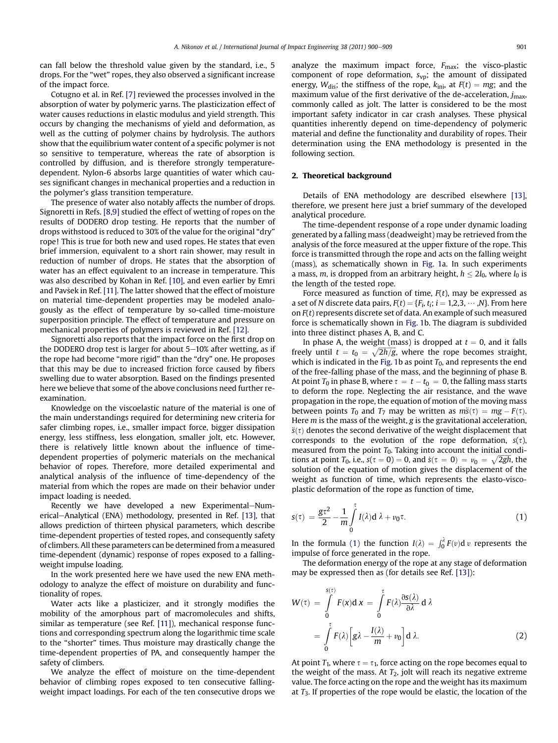can fall below the threshold value given by the standard, i.e., 5 drops. For the "wet" ropes, they also observed a significant increase of the impact force.

Cotugno et al. in Ref. [7] reviewed the processes involved in the absorption of water by polymeric yarns. The plasticization effect of water causes reductions in elastic modulus and yield strength. This occurs by changing the mechanisms of yield and deformation, as well as the cutting of polymer chains by hydrolysis. The authors show that the equilibrium water content of a specific polymer is not so sensitive to temperature, whereas the rate of absorption is controlled by diffusion, and is therefore strongly temperature-dependent. Nylon-6 absorbs large quantities of water which causes significant changes in mechanical properties and a reduction in the polymer's glass transition temperature.

The presence of water also notably affects the number of drops. Signoretti in Refs. [8,9] studied the effect of wetting of ropes on the results of DODERO drop testing. He reports that the number of drops withstood is reduced to 30% of the value for the original "dry" rope! This is true for both new and used ropes. He states that even brief immersion, equivalent to a short rain shower, may result in reduction of number of drops. He states that the absorption of water has an effect equivalent to an increase in temperature. This was also described by Kohan in Ref. [10], and even earlier by Emri and Pavšek in Ref. [11]. The latter showed that the effect of moisture on material time-dependent properties may be modeled analogously as the effect of temperature by so-called time-moisture superposition principle. The effect of temperature and pressure on mechanical properties of polymers is reviewed in Ref. [12].

Signoretti also reports that the impact force on the first drop on the DODERO drop test is larger for about 5–10% after wetting, as if the rope had become "more rigid" than the "dry" one. He proposes that this may be due to increased friction force caused by fibers swelling due to water absorption. Based on the findings presented here we believe that some of the above conclusions need further re-examination.

Knowledge on the viscoelastic nature of the material is one of the main understandings required for determining new criteria for safer climbing ropes, i.e., smaller impact force, bigger dissipation energy, less stiffness, less elongation, smaller jolt, etc. However, there is relatively little known about the influence of time-dependent properties of polymeric materials on the mechanical behavior of ropes. Therefore, more detailed experimental and analytical analysis of the influence of time-dependency of the material from which the ropes are made on their behavior under impact loading is needed.

Recently we have developed a new Experimental–Numerical–Analytical (ENA) methodology, presented in Ref. [13], that allows prediction of thirteen physical parameters, which describe time-dependent properties of tested ropes, and consequently safety of climbers. All these parameters can be determined from a measured time-dependent (dynamic) response of ropes exposed to a falling-weight impulse loading.

In the work presented here we have used the new ENA methodology to analyze the effect of moisture on durability and functionality of ropes.

Water acts like a plasticizer, and it strongly modifies the mobility of the amorphous part of macromolecules and shifts, similar as temperature (see Ref. [11]), mechanical response functions and corresponding spectrum along the logarithmic time scale to the "shorter" times. Thus moisture may drastically change the time-dependent properties of PA, and consequently hamper the safety of climbers.

We analyze the effect of moisture on the time-dependent behavior of climbing ropes exposed to ten consecutive falling-weight impact loadings. For each of the ten consecutive drops we analyze the maximum impact force, $F_{max}$; the visco-plastic component of rope deformation, $s_{vp}$; the amount of dissipated energy, $W_{dis}$; the stiffness of the rope, $k_{ini}$, at $F(t) = mg$; and the maximum value of the first derivative of the de-acceleration, $j_{max}$, commonly called as jolt. The latter is considered to be the most important safety indicator in car crash analyses. These physical quantities inherently depend on time-dependency of polymeric material and define the functionality and durability of ropes. Their determination using the ENA methodology is presented in the following section.

## 2. Theoretical background

Details of ENA methodology are described elsewhere [13], therefore, we present here just a brief summary of the developed analytical procedure.

The time-dependent response of a rope under dynamic loading generated by a falling mass (deadweight) may be retrieved from the analysis of the force measured at the upper fixture of the rope. This force is transmitted through the rope and acts on the falling weight (mass), as schematically shown in Fig. 1a. In such experiments a mass, $m$, is dropped from an arbitrary height, $h \leq 2l_0$, where $l_0$ is the length of the tested rope.

Force measured as function of time, $F(t)$, may be expressed as a set of $N$ discrete data pairs, $F(t) = \{F_i, t_i; i = 1,2,3, \cdots ,N\}$. From here on $F(t)$ represents discrete set of data. An example of such measured force is schematically shown in Fig. 1b. The diagram is subdivided into three distinct phases A, B, and C.

In phase A, the weight (mass) is dropped at $t = 0$, and it falls freely until $t = t_0 = \sqrt{2h/g}$, where the rope becomes straight, which is indicated in the Fig. 1b as point $T_0$, and represents the end of the free-falling phase of the mass, and the beginning of phase B. At point $T_0$ in phase B, where $\tau = t - t_0 = 0$, the falling mass starts to deform the rope. Neglecting the air resistance, and the wave propagation in the rope, the equation of motion of the moving mass between points $T_0$ and $T_7$ may be written as $m\ddot{s}(\tau) = mg - F(\tau)$. Here $m$ is the mass of the weight, $g$ is the gravitational acceleration, $\ddot{s}(\tau)$ denotes the second derivative of the weight displacement that corresponds to the evolution of the rope deformation, $s(\tau)$, measured from the point $T_0$. Taking into account the initial conditions at point $T_0$, i.e., $s(\tau = 0) = 0$, and $\dot{s}(\tau = 0) = v_0 = \sqrt{2gh}$, the solution of the equation of motion gives the displacement of the weight as function of time, which represents the elasto-visco-plastic deformation of the rope as function of time,

$$s(\tau) = \frac{g\tau^2}{2} - \frac{1}{m}\int_0^{\tau} I(\lambda)\mathrm{d}\,\lambda + v_0\tau. \tag{1}$$

In the formula (1) the function $I(\lambda) = \int_0^{\lambda} F(\upsilon)\mathrm{d}\,\upsilon$ represents the impulse of force generated in the rope.

The deformation energy of the rope at any stage of deformation may be expressed then as (for details see Ref. [13]):

$$\begin{aligned} W(\tau) &= \int_0^{s(\tau)} F(x)\mathrm{d}\,x = \int_0^{\tau} F(\lambda)\frac{\partial s(\lambda)}{\partial \lambda}\mathrm{d}\,\lambda \\ &= \int_0^{\tau} F(\lambda)\left[g\lambda - \frac{I(\lambda)}{m} + v_0\right]\mathrm{d}\,\lambda. \end{aligned} \tag{2}$$

At point $T_1$, where $\tau = \tau_1$, force acting on the rope becomes equal to the weight of the mass. At $T_2$, jolt will reach its negative extreme value. The force acting on the rope and the weight has its maximum at $T_3$. If properties of the rope would be elastic, the location of the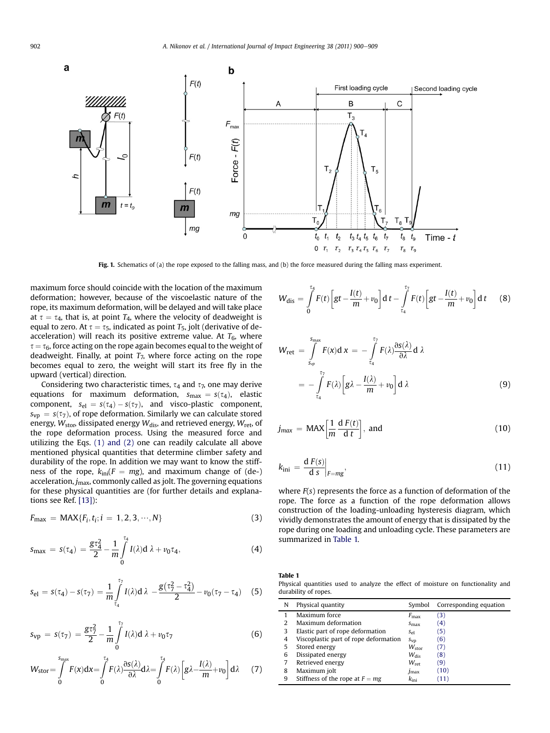Fig. 1. Schematics of (a) the rope exposed to the falling mass, and (b) the force measured during the falling mass experiment.

maximum force should coincide with the location of the maximum deformation; however, because of the viscoelastic nature of the rope, its maximum deformation, will be delayed and will take place at $\tau = \tau_4$, that is, at point $T_4$, where the velocity of deadweight is equal to zero. At $\tau = \tau_5$, indicated as point $T_5$, jolt (derivative of de-acceleration) will reach its positive extreme value. At $T_6$, where $\tau = \tau_6$, force acting on the rope again becomes equal to the weight of deadweight. Finally, at point $T_7$, where force acting on the rope becomes equal to zero, the weight will start its free fly in the upward (vertical) direction.

Considering two characteristic times, $\tau_4$ and $\tau_7$, one may derive equations for maximum deformation, $s_{max} = s(\tau_4)$, elastic component, $s_{el} = s(\tau_4) - s(\tau_7)$, and visco-plastic component, $s_{vp} = s(\tau_7)$, of rope deformation. Similarly we can calculate stored energy, $W_{stor}$, dissipated energy $W_{dis}$, and retrieved energy, $W_{ret}$, of the rope deformation process. Using the measured force and utilizing the Eqs. (1) and (2) one can readily calculate all above mentioned physical quantities that determine climber safety and durability of the rope. In addition we may want to know the stiffness of the rope, $k_{ini}(F = mg)$, and maximum change of (de-) acceleration, $j_{max}$, commonly called as jolt. The governing equations for these physical quantities are (for further details and explanations see Ref. [13]):

$$F_{max} = \mathrm{MAX}\{F_i, t_i; i = 1, 2, 3, \cdots, N\} \tag{3}$$

$$s_{max} = s(\tau_4) = \frac{g\tau_4^2}{2} - \frac{1}{m}\int_0^{\tau_4} I(\lambda)\mathrm{d}\,\lambda + v_0\tau_4, \tag{4}$$

$$s_{el} = s(\tau_4) - s(\tau_7) = \frac{1}{m}\int_{\tau_4}^{\tau_7} I(\lambda)\mathrm{d}\,\lambda - \frac{g(\tau_7^2 - \tau_4^2)}{2} - v_0(\tau_7 - \tau_4) \tag{5}$$

$$s_{vp} = s(\tau_7) = \frac{g\tau_7^2}{2} - \frac{1}{m}\int_0^{\tau_7} I(\lambda)\mathrm{d}\,\lambda + v_0\tau_7 \tag{6}$$

$$W_{stor} = \int_0^{s_{max}} F(x)\mathrm{d}x = \int_0^{\tau_4} F(\lambda)\frac{\partial s(\lambda)}{\partial \lambda}\mathrm{d}\lambda = \int_0^{\tau_4} F(\lambda)\left[g\lambda - \frac{I(\lambda)}{m} + v_0\right]\mathrm{d}\lambda \tag{7}$$

$$W_{dis} = \int_0^{\tau_4} F(t)\left[gt - \frac{I(t)}{m} + v_0\right]\mathrm{d}\,t - \int_{\tau_4}^{\tau_7} F(t)\left[gt - \frac{I(t)}{m} + v_0\right]\mathrm{d}\,t \tag{8}$$

$$\begin{aligned} W_{ret} &= \int_{s_{vp}}^{s_{max}} F(x)\mathrm{d}\,x = -\int_{\tau_4}^{\tau_7} F(\lambda)\frac{\partial s(\lambda)}{\partial \lambda}\mathrm{d}\,\lambda \\ &= -\int_{\tau_4}^{\tau_7} F(\lambda)\left[g\lambda - \frac{I(\lambda)}{m} + v_0\right]\mathrm{d}\,\lambda \end{aligned} \tag{9}$$

$$j_{max} = \mathrm{MAX}\left[\frac{1}{m}\frac{\mathrm{d}\,F(t)}{\mathrm{d}\,t}\right], \text{ and} \tag{10}$$

$$k_{ini} = \left.\frac{\mathrm{d}\,F(s)}{\mathrm{d}\,s}\right|_{F=mg}, \tag{11}$$

where $F(s)$ represents the force as a function of deformation of the rope. The force as a function of the rope deformation allows construction of the loading-unloading hysteresis diagram, which vividly demonstrates the amount of energy that is dissipated by the rope during one loading and unloading cycle. These parameters are summarized in Table 1.

**Table 1**
Physical quantities used to analyze the effect of moisture on functionality and durability of ropes.

| N | Physical quantity | Symbol | Corresponding equation |
|---|---|---|---|
| 1 | Maximum force | $F_{max}$ | (3) |
| 2 | Maximum deformation | $s_{max}$ | (4) |
| 3 | Elastic part of rope deformation | $s_{el}$ | (5) |
| 4 | Viscoplastic part of rope deformation | $s_{vp}$ | (6) |
| 5 | Stored energy | $W_{stor}$ | (7) |
| 6 | Dissipated energy | $W_{dis}$ | (8) |
| 7 | Retrieved energy | $W_{ret}$ | (9) |
| 8 | Maximum jolt | $j_{max}$ | (10) |
| 9 | Stiffness of the rope at $F = mg$ | $k_{ini}$ | (11) |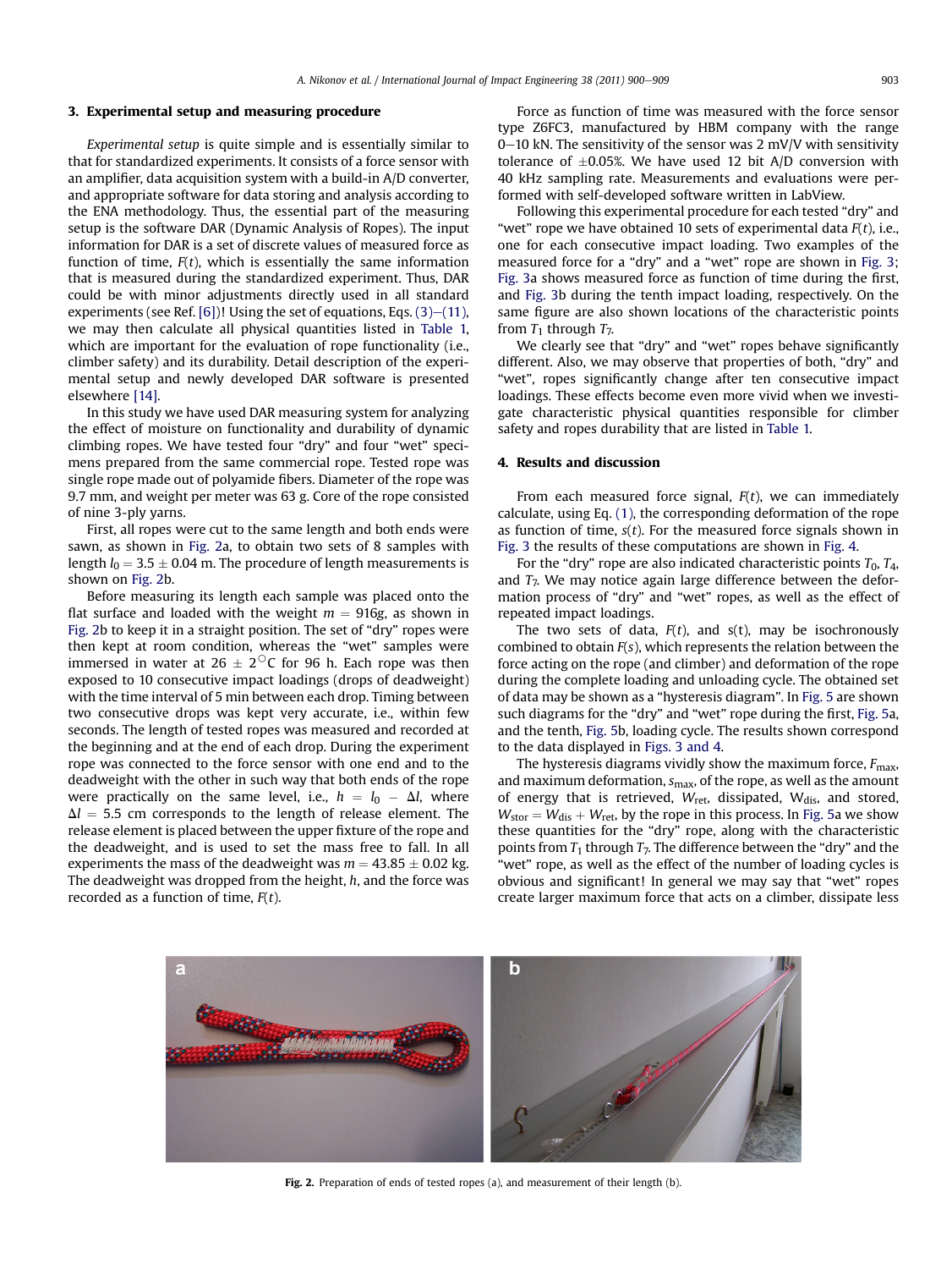## 3. Experimental setup and measuring procedure

*Experimental setup* is quite simple and is essentially similar to that for standardized experiments. It consists of a force sensor with an amplifier, data acquisition system with a build-in A/D converter, and appropriate software for data storing and analysis according to the ENA methodology. Thus, the essential part of the measuring setup is the software DAR (Dynamic Analysis of Ropes). The input information for DAR is a set of discrete values of measured force as function of time, $F(t)$, which is essentially the same information that is measured during the standardized experiment. Thus, DAR could be with minor adjustments directly used in all standard experiments (see Ref. [6])! Using the set of equations, Eqs. (3)–(11), we may then calculate all physical quantities listed in Table 1, which are important for the evaluation of rope functionality (i.e., climber safety) and its durability. Detail description of the experimental setup and newly developed DAR software is presented elsewhere [14].

In this study we have used DAR measuring system for analyzing the effect of moisture on functionality and durability of dynamic climbing ropes. We have tested four "dry" and four "wet" specimens prepared from the same commercial rope. Tested rope was single rope made out of polyamide fibers. Diameter of the rope was 9.7 mm, and weight per meter was 63 g. Core of the rope consisted of nine 3-ply yarns.

First, all ropes were cut to the same length and both ends were sawn, as shown in Fig. 2a, to obtain two sets of 8 samples with length $l_0 = 3.5 \pm 0.04$ m. The procedure of length measurements is shown on Fig. 2b.

Before measuring its length each sample was placed onto the flat surface and loaded with the weight $m = 916$g, as shown in Fig. 2b to keep it in a straight position. The set of "dry" ropes were then kept at room condition, whereas the "wet" samples were immersed in water at $26 \pm 2^{\circ}$C for 96 h. Each rope was then exposed to 10 consecutive impact loadings (drops of deadweight) with the time interval of 5 min between each drop. Timing between two consecutive drops was kept very accurate, i.e., within few seconds. The length of tested ropes was measured and recorded at the beginning and at the end of each drop. During the experiment rope was connected to the force sensor with one end and to the deadweight with the other in such way that both ends of the rope were practically on the same level, i.e., $h = l_0 - \Delta l$, where $\Delta l = 5.5$ cm corresponds to the length of release element. The release element is placed between the upper fixture of the rope and the deadweight, and is used to set the mass free to fall. In all experiments the mass of the deadweight was $m = 43.85 \pm 0.02$ kg. The deadweight was dropped from the height, $h$, and the force was recorded as a function of time, $F(t)$.

Force as function of time was measured with the force sensor type Z6FC3, manufactured by HBM company with the range 0–10 kN. The sensitivity of the sensor was 2 mV/V with sensitivity tolerance of $\pm 0.05$%. We have used 12 bit A/D conversion with 40 kHz sampling rate. Measurements and evaluations were performed with self-developed software written in LabView.

Following this experimental procedure for each tested "dry" and "wet" rope we have obtained 10 sets of experimental data $F(t)$, i.e., one for each consecutive impact loading. Two examples of the measured force for a "dry" and a "wet" rope are shown in Fig. 3; Fig. 3a shows measured force as function of time during the first, and Fig. 3b during the tenth impact loading, respectively. On the same figure are also shown locations of the characteristic points from $T_1$ through $T_7$.

We clearly see that "dry" and "wet" ropes behave significantly different. Also, we may observe that properties of both, "dry" and "wet", ropes significantly change after ten consecutive impact loadings. These effects become even more vivid when we investigate characteristic physical quantities responsible for climber safety and ropes durability that are listed in Table 1.

## 4. Results and discussion

From each measured force signal, $F(t)$, we can immediately calculate, using Eq. (1), the corresponding deformation of the rope as function of time, $s(t)$. For the measured force signals shown in Fig. 3 the results of these computations are shown in Fig. 4.

For the "dry" rope are also indicated characteristic points $T_0$, $T_4$, and $T_7$. We may notice again large difference between the deformation process of "dry" and "wet" ropes, as well as the effect of repeated impact loadings.

The two sets of data, $F(t)$, and $s(t)$, may be isochronously combined to obtain $F(s)$, which represents the relation between the force acting on the rope (and climber) and deformation of the rope during the complete loading and unloading cycle. The obtained set of data may be shown as a "hysteresis diagram". In Fig. 5 are shown such diagrams for the "dry" and "wet" rope during the first, Fig. 5a, and the tenth, Fig. 5b, loading cycle. The results shown correspond to the data displayed in Figs. 3 and 4.

The hysteresis diagrams vividly show the maximum force, $F_{max}$, and maximum deformation, $s_{max}$, of the rope, as well as the amount of energy that is retrieved, $W_{ret}$, dissipated, $W_{dis}$, and stored, $W_{stor} = W_{dis} + W_{ret}$, by the rope in this process. In Fig. 5a we show these quantities for the "dry" rope, along with the characteristic points from $T_1$ through $T_7$. The difference between the "dry" and the "wet" rope, as well as the effect of the number of loading cycles is obvious and significant! In general we may say that "wet" ropes create larger maximum force that acts on a climber, dissipate less

**Fig. 2.** Preparation of ends of tested ropes (a), and measurement of their length (b).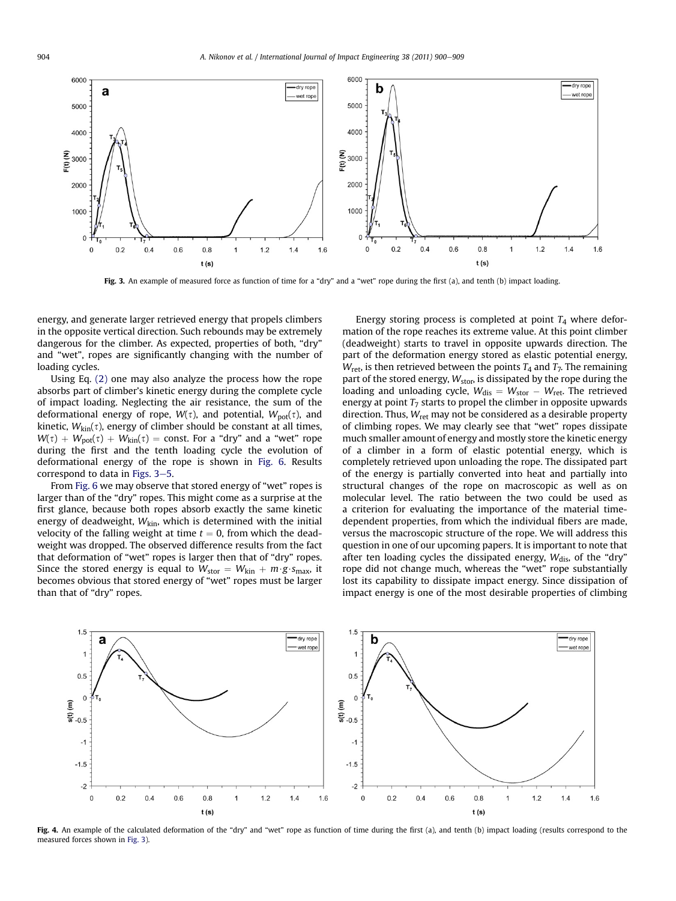energy, and generate larger retrieved energy that propels climbers in the opposite vertical direction. Such rebounds may be extremely dangerous for the climber. As expected, properties of both, "dry" and "wet", ropes are significantly changing with the number of loading cycles.

Using Eq. (2) one may also analyze the process how the rope absorbs part of climber's kinetic energy during the complete cycle of impact loading. Neglecting the air resistance, the sum of the deformational energy of rope, $W(\tau)$, and potential, $W_{pot}(\tau)$, and kinetic, $W_{kin}(\tau)$, energy of climber should be constant at all times, $W(\tau) + W_{pot}(\tau) + W_{kin}(\tau) = \text{const}$. For a "dry" and a "wet" rope during the first and the tenth loading cycle the evolution of deformational energy of the rope is shown in Fig. 6. Results correspond to data in Figs. 3–5.

From Fig. 6 we may observe that stored energy of "wet" ropes is larger than of the "dry" ropes. This might come as a surprise at the first glance, because both ropes absorb exactly the same kinetic energy of deadweight, $W_{kin}$, which is determined with the initial velocity of the falling weight at time $t = 0$, from which the deadweight was dropped. The observed difference results from the fact that deformation of "wet" ropes is larger then that of "dry" ropes. Since the stored energy is equal to $W_{stor} = W_{kin} + m \cdot g \cdot s_{max}$, it becomes obvious that stored energy of "wet" ropes must be larger than that of "dry" ropes.

Energy storing process is completed at point $T_4$ where deformation of the rope reaches its extreme value. At this point climber (deadweight) starts to travel in opposite upwards direction. The part of the deformation energy stored as elastic potential energy, $W_{ret}$, is then retrieved between the points $T_4$ and $T_7$. The remaining part of the stored energy, $W_{stor}$, is dissipated by the rope during the loading and unloading cycle, $W_{dis} = W_{stor} - W_{ret}$. The retrieved energy at point $T_7$ starts to propel the climber in opposite upwards direction. Thus, $W_{ret}$ may not be considered as a desirable property of climbing ropes. We may clearly see that "wet" ropes dissipate much smaller amount of energy and mostly store the kinetic energy of a climber in a form of elastic potential energy, which is completely retrieved upon unloading the rope. The dissipated part of the energy is partially converted into heat and partially into structural changes of the rope on macroscopic as well as on molecular level. The ratio between the two could be used as a criterion for evaluating the importance of the material time-dependent properties, from which the individual fibers are made, versus the macroscopic structure of the rope. We will address this question in one of our upcoming papers. It is important to note that after ten loading cycles the dissipated energy, $W_{dis}$, of the "dry" rope did not change much, whereas the "wet" rope substantially lost its capability to dissipate impact energy. Since dissipation of impact energy is one of the most desirable properties of climbing

**Fig. 3.** An example of measured force as function of time for a "dry" and a "wet" rope during the first (a), and tenth (b) impact loading.

**Fig. 4.** An example of the calculated deformation of the "dry" and "wet" rope as function of time during the first (a), and tenth (b) impact loading (results correspond to the measured forces shown in Fig. 3).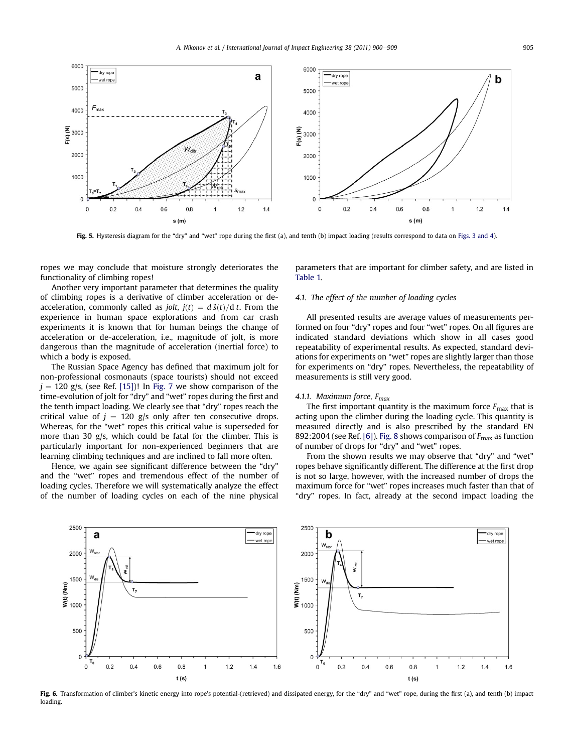Fig. 5. Hysteresis diagram for the "dry" and "wet" rope during the first (a), and tenth (b) impact loading (results correspond to data on Figs. 3 and 4).

ropes we may conclude that moisture strongly deteriorates the functionality of climbing ropes!

Another very important parameter that determines the quality of climbing ropes is a derivative of climber acceleration or de-acceleration, commonly called as *jolt*, $j(t) = d\,\ddot{s}(t)/d\,t$. From the experience in human space explorations and from car crash experiments it is known that for human beings the change of acceleration or de-acceleration, i.e., magnitude of jolt, is more dangerous than the magnitude of acceleration (inertial force) to which a body is exposed.

The Russian Space Agency has defined that maximum jolt for non-professional cosmonauts (space tourists) should not exceed $j = 120$ g/s, (see Ref. [15])! In Fig. 7 we show comparison of the time-evolution of jolt for "dry" and "wet" ropes during the first and the tenth impact loading. We clearly see that "dry" ropes reach the critical value of $j = 120$ g/s only after ten consecutive drops. Whereas, for the "wet" ropes this critical value is superseded for more than 30 g/s, which could be fatal for the climber. This is particularly important for non-experienced beginners that are learning climbing techniques and are inclined to fall more often.

Hence, we again see significant difference between the "dry" and the "wet" ropes and tremendous effect of the number of loading cycles. Therefore we will systematically analyze the effect of the number of loading cycles on each of the nine physical parameters that are important for climber safety, and are listed in Table 1.

### 4.1. The effect of the number of loading cycles

All presented results are average values of measurements performed on four "dry" ropes and four "wet" ropes. On all figures are indicated standard deviations which show in all cases good repeatability of experimental results. As expected, standard deviations for experiments on "wet" ropes are slightly larger than those for experiments on "dry" ropes. Nevertheless, the repeatability of measurements is still very good.

#### 4.1.1. Maximum force, $F_{max}$

The first important quantity is the maximum force $F_{max}$ that is acting upon the climber during the loading cycle. This quantity is measured directly and is also prescribed by the standard EN 892:2004 (see Ref. [6]). Fig. 8 shows comparison of $F_{max}$ as function of number of drops for "dry" and "wet" ropes.

From the shown results we may observe that "dry" and "wet" ropes behave significantly different. The difference at the first drop is not so large, however, with the increased number of drops the maximum force for "wet" ropes increases much faster than that of "dry" ropes. In fact, already at the second impact loading the

Fig. 6. Transformation of climber's kinetic energy into rope's potential-(retrieved) and dissipated energy, for the "dry" and "wet" rope, during the first (a), and tenth (b) impact loading.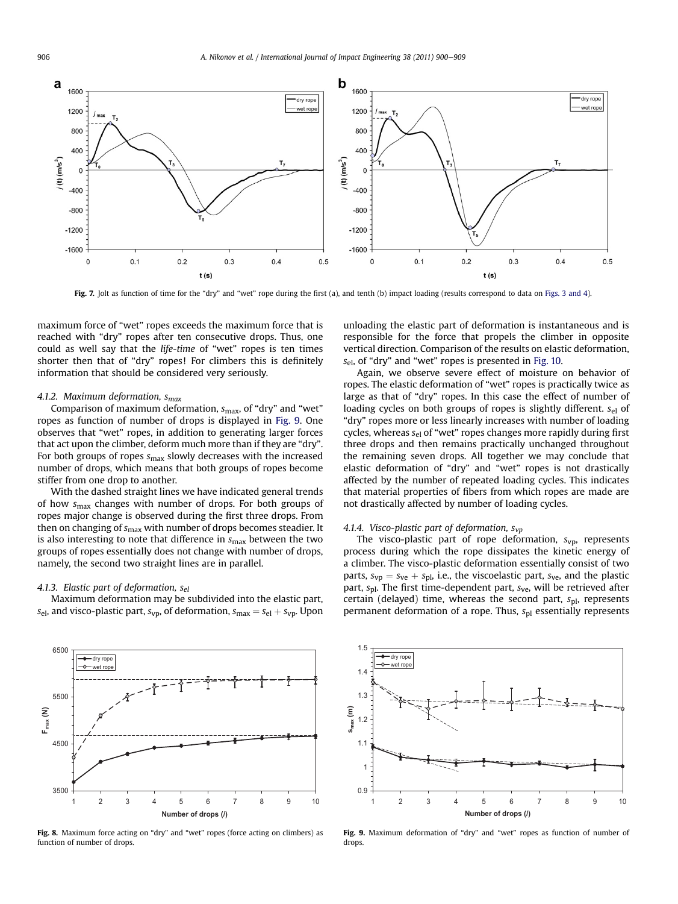Fig. 7. Jolt as function of time for the "dry" and "wet" rope during the first (a), and tenth (b) impact loading (results correspond to data on Figs. 3 and 4).

maximum force of "wet" ropes exceeds the maximum force that is reached with "dry" ropes after ten consecutive drops. Thus, one could as well say that the *life-time* of "wet" ropes is ten times shorter then that of "dry" ropes! For climbers this is definitely information that should be considered very seriously.

#### 4.1.2. Maximum deformation, $s_{max}$

Comparison of maximum deformation, $s_{max}$, of "dry" and "wet" ropes as function of number of drops is displayed in Fig. 9. One observes that "wet" ropes, in addition to generating larger forces that act upon the climber, deform much more than if they are "dry". For both groups of ropes $s_{max}$ slowly decreases with the increased number of drops, which means that both groups of ropes become stiffer from one drop to another.

With the dashed straight lines we have indicated general trends of how $s_{max}$ changes with number of drops. For both groups of ropes major change is observed during the first three drops. From then on changing of $s_{max}$ with number of drops becomes steadier. It is also interesting to note that difference in $s_{max}$ between the two groups of ropes essentially does not change with number of drops, namely, the second two straight lines are in parallel.

#### 4.1.3. Elastic part of deformation, $s_{el}$

Maximum deformation may be subdivided into the elastic part, $s_{el}$, and visco-plastic part, $s_{vp}$, of deformation, $s_{max} = s_{el} + s_{vp}$. Upon unloading the elastic part of deformation is instantaneous and is responsible for the force that propels the climber in opposite vertical direction. Comparison of the results on elastic deformation, $s_{el}$, of "dry" and "wet" ropes is presented in Fig. 10.

Again, we observe severe effect of moisture on behavior of ropes. The elastic deformation of "wet" ropes is practically twice as large as that of "dry" ropes. In this case the effect of number of loading cycles on both groups of ropes is slightly different. $s_{el}$ of "dry" ropes more or less linearly increases with number of loading cycles, whereas $s_{el}$ of "wet" ropes changes more rapidly during first three drops and then remains practically unchanged throughout the remaining seven drops. All together we may conclude that elastic deformation of "dry" and "wet" ropes is not drastically affected by the number of repeated loading cycles. This indicates that material properties of fibers from which ropes are made are not drastically affected by number of loading cycles.

#### 4.1.4. Visco-plastic part of deformation, $s_{vp}$

The visco-plastic part of rope deformation, $s_{vp}$, represents process during which the rope dissipates the kinetic energy of a climber. The visco-plastic deformation essentially consist of two parts, $s_{vp} = s_{ve} + s_{pl}$, i.e., the viscoelastic part, $s_{ve}$, and the plastic part, $s_{pl}$. The first time-dependent part, $s_{ve}$, will be retrieved after certain (delayed) time, whereas the second part, $s_{pl}$, represents permanent deformation of a rope. Thus, $s_{pl}$ essentially represents

Fig. 8. Maximum force acting on "dry" and "wet" ropes (force acting on climbers) as function of number of drops.

Fig. 9. Maximum deformation of "dry" and "wet" ropes as function of number of drops.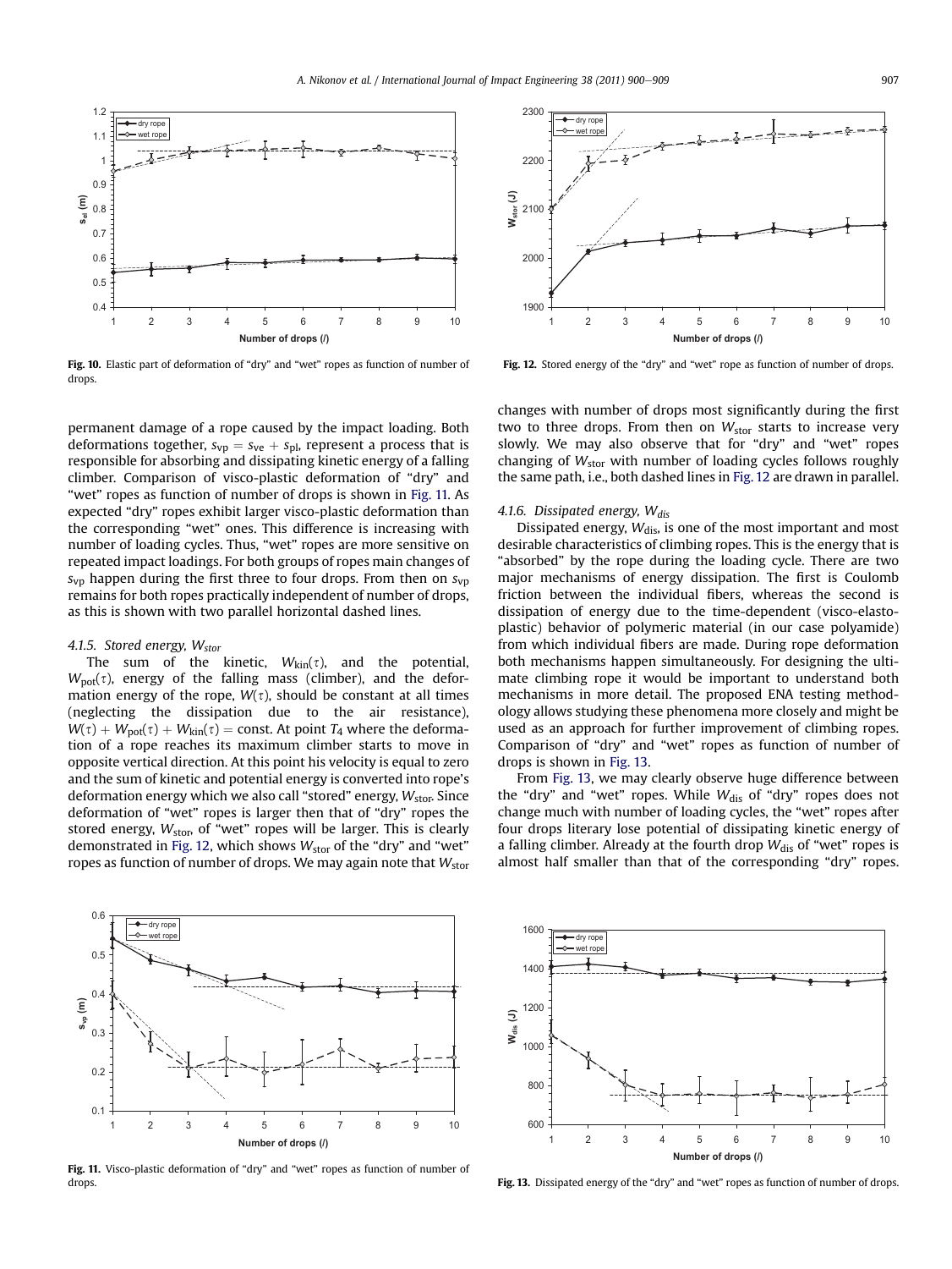Fig. 10. Elastic part of deformation of "dry" and "wet" ropes as function of number of drops.

Fig. 12. Stored energy of the "dry" and "wet" rope as function of number of drops.

permanent damage of a rope caused by the impact loading. Both deformations together, $s_{vp} = s_{ve} + s_{pl}$, represent a process that is responsible for absorbing and dissipating kinetic energy of a falling climber. Comparison of visco-plastic deformation of "dry" and "wet" ropes as function of number of drops is shown in Fig. 11. As expected "dry" ropes exhibit larger visco-plastic deformation than the corresponding "wet" ones. This difference is increasing with number of loading cycles. Thus, "wet" ropes are more sensitive on repeated impact loadings. For both groups of ropes main changes of $s_{vp}$ happen during the first three to four drops. From then on $s_{vp}$ remains for both ropes practically independent of number of drops, as this is shown with two parallel horizontal dashed lines.

#### 4.1.5. Stored energy, $W_{stor}$

The sum of the kinetic, $W_{kin}(\tau)$, and the potential, $W_{pot}(\tau)$, energy of the falling mass (climber), and the deformation energy of the rope, $W(\tau)$, should be constant at all times (neglecting the dissipation due to the air resistance), $W(\tau) + W_{pot}(\tau) + W_{kin}(\tau) = \text{const}$. At point $T_4$ where the deformation of a rope reaches its maximum climber starts to move in opposite vertical direction. At this point his velocity is equal to zero and the sum of kinetic and potential energy is converted into rope's deformation energy which we also call "stored" energy, $W_{stor}$. Since deformation of "wet" ropes is larger then that of "dry" ropes the stored energy, $W_{stor}$, of "wet" ropes will be larger. This is clearly demonstrated in Fig. 12, which shows $W_{stor}$ of the "dry" and "wet" ropes as function of number of drops. We may again note that $W_{stor}$ changes with number of drops most significantly during the first two to three drops. From then on $W_{stor}$ starts to increase very slowly. We may also observe that for "dry" and "wet" ropes changing of $W_{stor}$ with number of loading cycles follows roughly the same path, i.e., both dashed lines in Fig. 12 are drawn in parallel.

#### 4.1.6. Dissipated energy, $W_{dis}$

Dissipated energy, $W_{dis}$, is one of the most important and most desirable characteristics of climbing ropes. This is the energy that is "absorbed" by the rope during the loading cycle. There are two major mechanisms of energy dissipation. The first is Coulomb friction between the individual fibers, whereas the second is dissipation of energy due to the time-dependent (visco-elasto-plastic) behavior of polymeric material (in our case polyamide) from which individual fibers are made. During rope deformation both mechanisms happen simultaneously. For designing the ultimate climbing rope it would be important to understand both mechanisms in more detail. The proposed ENA testing methodology allows studying these phenomena more closely and might be used as an approach for further improvement of climbing ropes. Comparison of "dry" and "wet" ropes as function of number of drops is shown in Fig. 13.

From Fig. 13, we may clearly observe huge difference between the "dry" and "wet" ropes. While $W_{dis}$ of "dry" ropes does not change much with number of loading cycles, the "wet" ropes after four drops literary lose potential of dissipating kinetic energy of a falling climber. Already at the fourth drop $W_{dis}$ of "wet" ropes is almost half smaller than that of the corresponding "dry" ropes.

Fig. 11. Visco-plastic deformation of "dry" and "wet" ropes as function of number of drops.

Fig. 13. Dissipated energy of the "dry" and "wet" ropes as function of number of drops.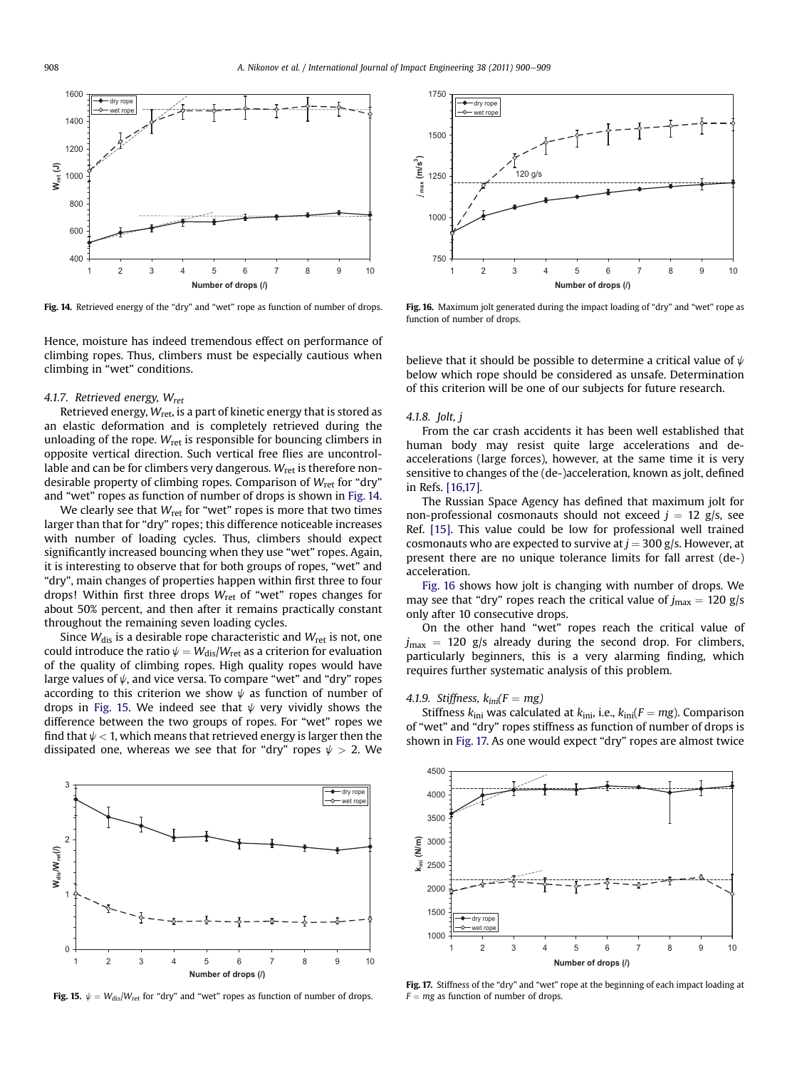Fig. 14. Retrieved energy of the "dry" and "wet" rope as function of number of drops.

Hence, moisture has indeed tremendous effect on performance of climbing ropes. Thus, climbers must be especially cautious when climbing in "wet" conditions.

#### 4.1.7. Retrieved energy, $W_{ret}$

Retrieved energy, $W_{ret}$, is a part of kinetic energy that is stored as an elastic deformation and is completely retrieved during the unloading of the rope. $W_{ret}$ is responsible for bouncing climbers in opposite vertical direction. Such vertical free flies are uncontrollable and can be for climbers very dangerous. $W_{ret}$ is therefore non-desirable property of climbing ropes. Comparison of $W_{ret}$ for "dry" and "wet" ropes as function of number of drops is shown in Fig. 14.

We clearly see that $W_{ret}$ for "wet" ropes is more that two times larger than that for "dry" ropes; this difference noticeable increases with number of loading cycles. Thus, climbers should expect significantly increased bouncing when they use "wet" ropes. Again, it is interesting to observe that for both groups of ropes, "wet" and "dry", main changes of properties happen within first three to four drops! Within first three drops $W_{ret}$ of "wet" ropes changes for about 50% percent, and then after it remains practically constant throughout the remaining seven loading cycles.

Since $W_{dis}$ is a desirable rope characteristic and $W_{ret}$ is not, one could introduce the ratio $\psi = W_{dis}/W_{ret}$ as a criterion for evaluation of the quality of climbing ropes. High quality ropes would have large values of $\psi$, and vice versa. To compare "wet" and "dry" ropes according to this criterion we show $\psi$ as function of number of drops in Fig. 15. We indeed see that $\psi$ very vividly shows the difference between the two groups of ropes. For "wet" ropes we find that $\psi < 1$, which means that retrieved energy is larger then the dissipated one, whereas we see that for "dry" ropes $\psi > 2$. We believe that it should be possible to determine a critical value of $\psi$ below which rope should be considered as unsafe. Determination of this criterion will be one of our subjects for future research.

Fig. 15. $\psi = W_{dis}/W_{ret}$ for "dry" and "wet" ropes as function of number of drops.

#### 4.1.8. Jolt, $j$

From the car crash accidents it has been well established that human body may resist quite large accelerations and de-accelerations (large forces), however, at the same time it is very sensitive to changes of the (de-)acceleration, known as jolt, defined in Refs. [16,17].

The Russian Space Agency has defined that maximum jolt for non-professional cosmonauts should not exceed $j = 12$ g/s, see Ref. [15]. This value could be low for professional well trained cosmonauts who are expected to survive at $j = 300$ g/s. However, at present there are no unique tolerance limits for fall arrest (de-) acceleration.

Fig. 16 shows how jolt is changing with number of drops. We may see that "dry" ropes reach the critical value of $j_{max} = 120$ g/s only after 10 consecutive drops.

On the other hand "wet" ropes reach the critical value of $j_{max} = 120$ g/s already during the second drop. For climbers, particularly beginners, this is a very alarming finding, which requires further systematic analysis of this problem.

Fig. 16. Maximum jolt generated during the impact loading of "dry" and "wet" rope as function of number of drops.

#### 4.1.9. Stiffness, $k_{ini}(F = mg)$

Stiffness $k_{ini}$ was calculated at $k_{ini}$, i.e., $k_{ini}(F = mg)$. Comparison of "wet" and "dry" ropes stiffness as function of number of drops is shown in Fig. 17. As one would expect "dry" ropes are almost twice

Fig. 17. Stiffness of the "dry" and "wet" rope at the beginning of each impact loading at $F = mg$ as function of number of drops.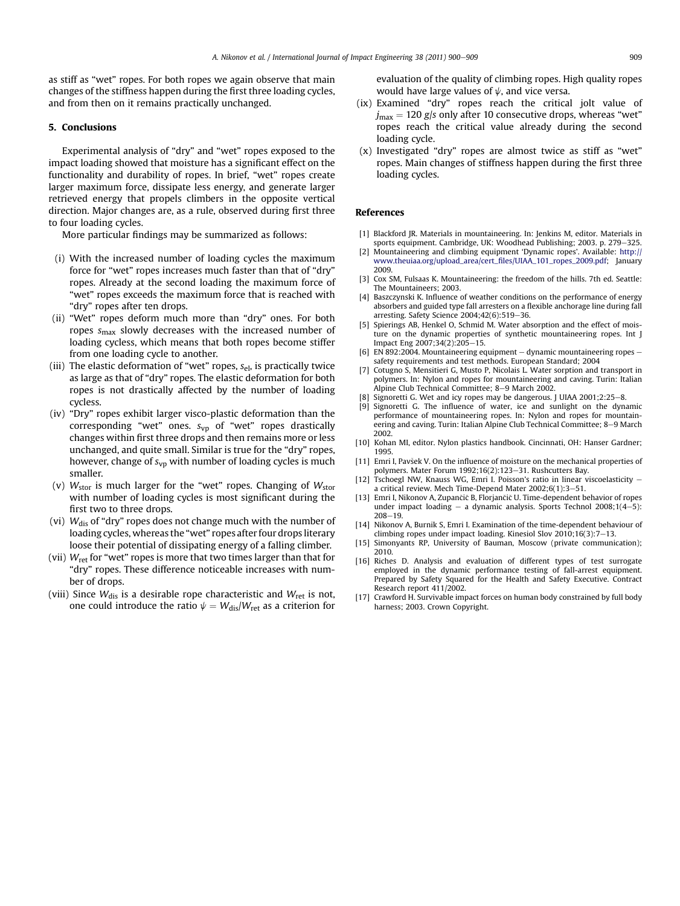as stiff as "wet" ropes. For both ropes we again observe that main changes of the stiffness happen during the first three loading cycles, and from then on it remains practically unchanged.

## 5. Conclusions

Experimental analysis of "dry" and "wet" ropes exposed to the impact loading showed that moisture has a significant effect on the functionality and durability of ropes. In brief, "wet" ropes create larger maximum force, dissipate less energy, and generate larger retrieved energy that propels climbers in the opposite vertical direction. Major changes are, as a rule, observed during first three to four loading cycles.

More particular findings may be summarized as follows:

(i) With the increased number of loading cycles the maximum force for "wet" ropes increases much faster than that of "dry" ropes. Already at the second loading the maximum force of "wet" ropes exceeds the maximum force that is reached with "dry" ropes after ten drops.

(ii) "Wet" ropes deform much more than "dry" ones. For both ropes $s_{max}$ slowly decreases with the increased number of loading cycless, which means that both ropes become stiffer from one loading cycle to another.

(iii) The elastic deformation of "wet" ropes, $s_{el}$, is practically twice as large as that of "dry" ropes. The elastic deformation for both ropes is not drastically affected by the number of loading cycless.

(iv) "Dry" ropes exhibit larger visco-plastic deformation than the corresponding "wet" ones. $s_{vp}$ of "wet" ropes drastically changes within first three drops and then remains more or less unchanged, and quite small. Similar is true for the "dry" ropes, however, change of $s_{vp}$ with number of loading cycles is much smaller.

(v) $W_{stor}$ is much larger for the "wet" ropes. Changing of $W_{stor}$ with number of loading cycles is most significant during the first two to three drops.

(vi) $W_{dis}$ of "dry" ropes does not change much with the number of loading cycles, whereas the "wet" ropes after four drops literary loose their potential of dissipating energy of a falling climber.

(vii) $W_{ret}$ for "wet" ropes is more that two times larger than that for "dry" ropes. These difference noticeable increases with number of drops.

(viii) Since $W_{dis}$ is a desirable rope characteristic and $W_{ret}$ is not, one could introduce the ratio $\psi = W_{dis}/W_{ret}$ as a criterion for evaluation of the quality of climbing ropes. High quality ropes would have large values of $\psi$, and vice versa.

(ix) Examined "dry" ropes reach the critical jolt value of $j_{max} = 120\ g/s$ only after 10 consecutive drops, whereas "wet" ropes reach the critical value already during the second loading cycle.

(x) Investigated "dry" ropes are almost twice as stiff as "wet" ropes. Main changes of stiffness happen during the first three loading cycles.

## References

[1] Blackford JR. Materials in mountaineering. In: Jenkins M, editor. Materials in sports equipment. Cambridge, UK: Woodhead Publishing; 2003. p. 279–325.

[2] Mountaineering and climbing equipment 'Dynamic ropes'. Available: http://www.theuiaa.org/upload_area/cert_files/UIAA_101_ropes_2009.pdf; January 2009.

[3] Cox SM, Fulsaas K. Mountaineering: the freedom of the hills. 7th ed. Seattle: The Mountaineers; 2003.

[4] Baszczynski K. Influence of weather conditions on the performance of energy absorbers and guided type fall arresters on a flexible anchorage line during fall arresting. Safety Science 2004;42(6):519–36.

[5] Spierings AB, Henkel O, Schmid M. Water absorption and the effect of moisture on the dynamic properties of synthetic mountaineering ropes. Int J Impact Eng 2007;34(2):205–15.

[6] EN 892:2004. Mountaineering equipment – dynamic mountaineering ropes – safety requirements and test methods. European Standard; 2004

[7] Cotugno S, Mensitieri G, Musto P, Nicolais L. Water sorption and transport in polymers. In: Nylon and ropes for mountaineering and caving. Turin: Italian Alpine Club Technical Committee; 8–9 March 2002.

[8] Signoretti G. Wet and icy ropes may be dangerous. J UIAA 2001;2:25–8.

[9] Signoretti G. The influence of water, ice and sunlight on the dynamic performance of mountaineering ropes. In: Nylon and ropes for mountaineering and caving. Turin: Italian Alpine Club Technical Committee; 8–9 March 2002.

[10] Kohan MI, editor. Nylon plastics handbook. Cincinnati, OH: Hanser Gardner; 1995.

[11] Emri I, Pavšek V. On the influence of moisture on the mechanical properties of polymers. Mater Forum 1992;16(2):123–31. Rushcutters Bay.

[12] Tschoegl NW, Knauss WG, Emri I. Poisson's ratio in linear viscoelasticity – a critical review. Mech Time-Depend Mater 2002;6(1):3–51.

[13] Emri I, Nikonov A, Zupančič B, Florjančič U. Time-dependent behavior of ropes under impact loading – a dynamic analysis. Sports Technol 2008;1(4–5):208–19.

[14] Nikonov A, Burnik S, Emri I. Examination of the time-dependent behaviour of climbing ropes under impact loading. Kinesiol Slov 2010;16(3):7–13.

[15] Simonyants RP, University of Bauman, Moscow (private communication); 2010.

[16] Riches D. Analysis and evaluation of different types of test surrogate employed in the dynamic performance testing of fall-arrest equipment. Prepared by Safety Squared for the Health and Safety Executive. Contract Research report 411/2002.

[17] Crawford H. Survivable impact forces on human body constrained by full body harness; 2003. Crown Copyright.